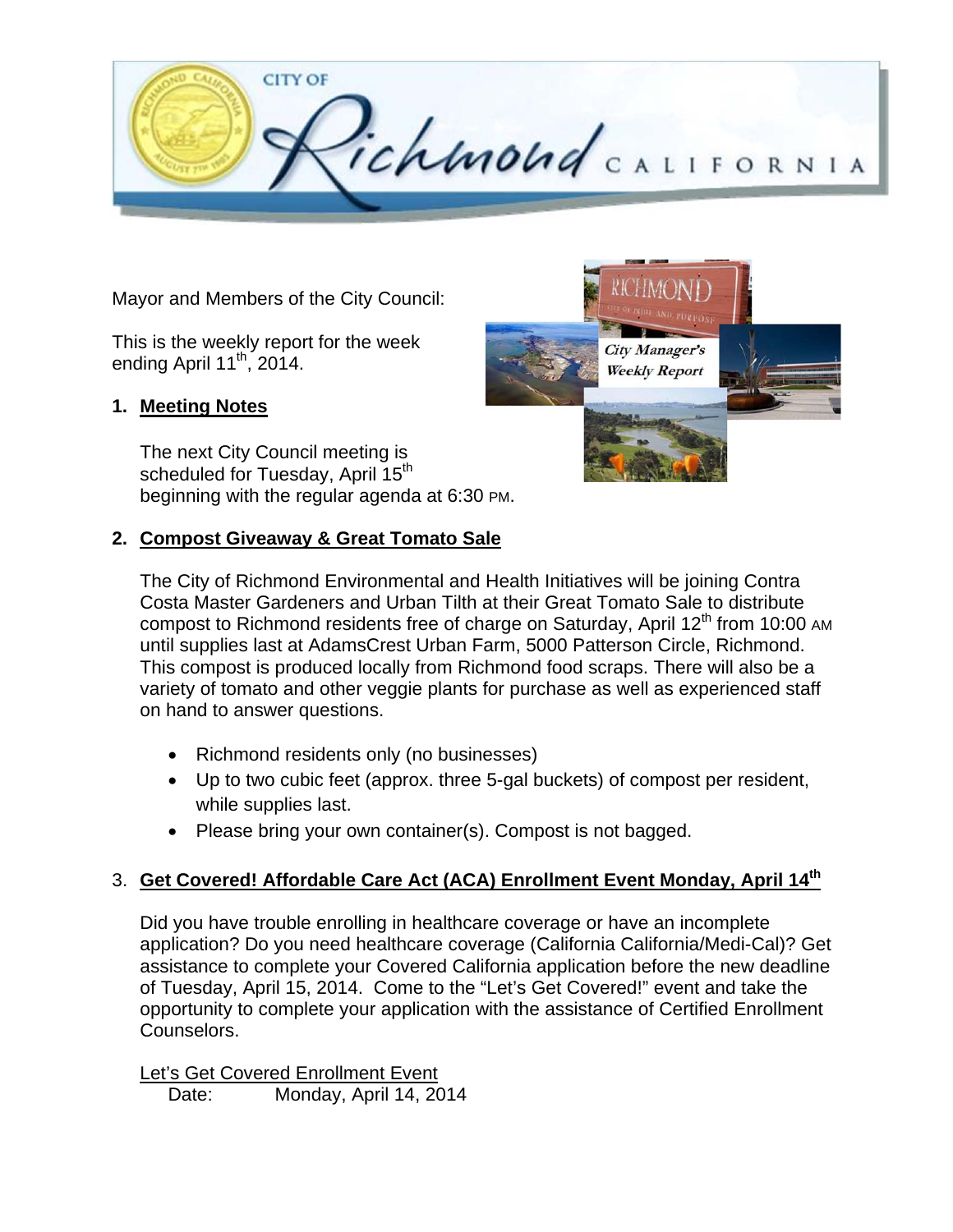CITY OF Richmond CALIFORNIA

Mayor and Members of the City Council:

This is the weekly report for the week ending April 11th, 2014.

## 1. Meeting Notes

The next City Council meeting is scheduled for Tuesday, April 15th beginning with the regular agenda at 6:30 PM.

## 2. Compost Giveaway & Great Tomato Sale

The City of Richmond Environmental and Health Initiatives will be joining Contra Costa Master Gardeners and Urban Tilth at their Great Tomato Sale to distribute compost to Richmond residents free of charge on Saturday, April 12th from 10:00 AM until supplies last at AdamsCrest Urban Farm, 5000 Patterson Circle, Richmond. This compost is produced locally from Richmond food scraps. There will also be a variety of tomato and other veggie plants for purchase as well as experienced staff on hand to answer questions.

- Richmond residents only (no businesses)
- Up to two cubic feet (approx. three 5-gal buckets) of compost per resident, while supplies last.
- Please bring your own container(s). Compost is not bagged.

## 3. Get Covered! Affordable Care Act (ACA) Enrollment Event Monday, April 14th

Did you have trouble enrolling in healthcare coverage or have an incomplete application? Do you need healthcare coverage (California California/Medi-Cal)? Get assistance to complete your Covered California application before the new deadline of Tuesday, April 15, 2014. Come to the "Let's Get Covered!" event and take the opportunity to complete your application with the assistance of Certified Enrollment Counselors.

Let's Get Covered Enrollment Event

Date: Monday, April 14, 2014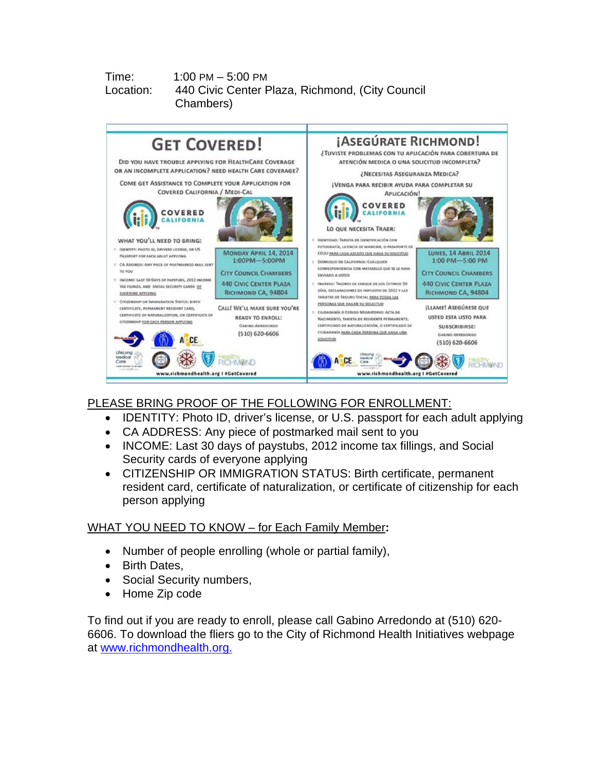Time: 1:00 PM – 5:00 PM
Location: 440 Civic Center Plaza, Richmond, (City Council Chambers)

PLEASE BRING PROOF OF THE FOLLOWING FOR ENROLLMENT:

- IDENTITY: Photo ID, driver's license, or U.S. passport for each adult applying
- CA ADDRESS: Any piece of postmarked mail sent to you
- INCOME: Last 30 days of paystubs, 2012 income tax fillings, and Social Security cards of everyone applying
- CITIZENSHIP OR IMMIGRATION STATUS: Birth certificate, permanent resident card, certificate of naturalization, or certificate of citizenship for each person applying

WHAT YOU NEED TO KNOW – for Each Family Member:

- Number of people enrolling (whole or partial family),
- Birth Dates,
- Social Security numbers,
- Home Zip code

To find out if you are ready to enroll, please call Gabino Arredondo at (510) 620-6606. To download the fliers go to the City of Richmond Health Initiatives webpage at www.richmondhealth.org.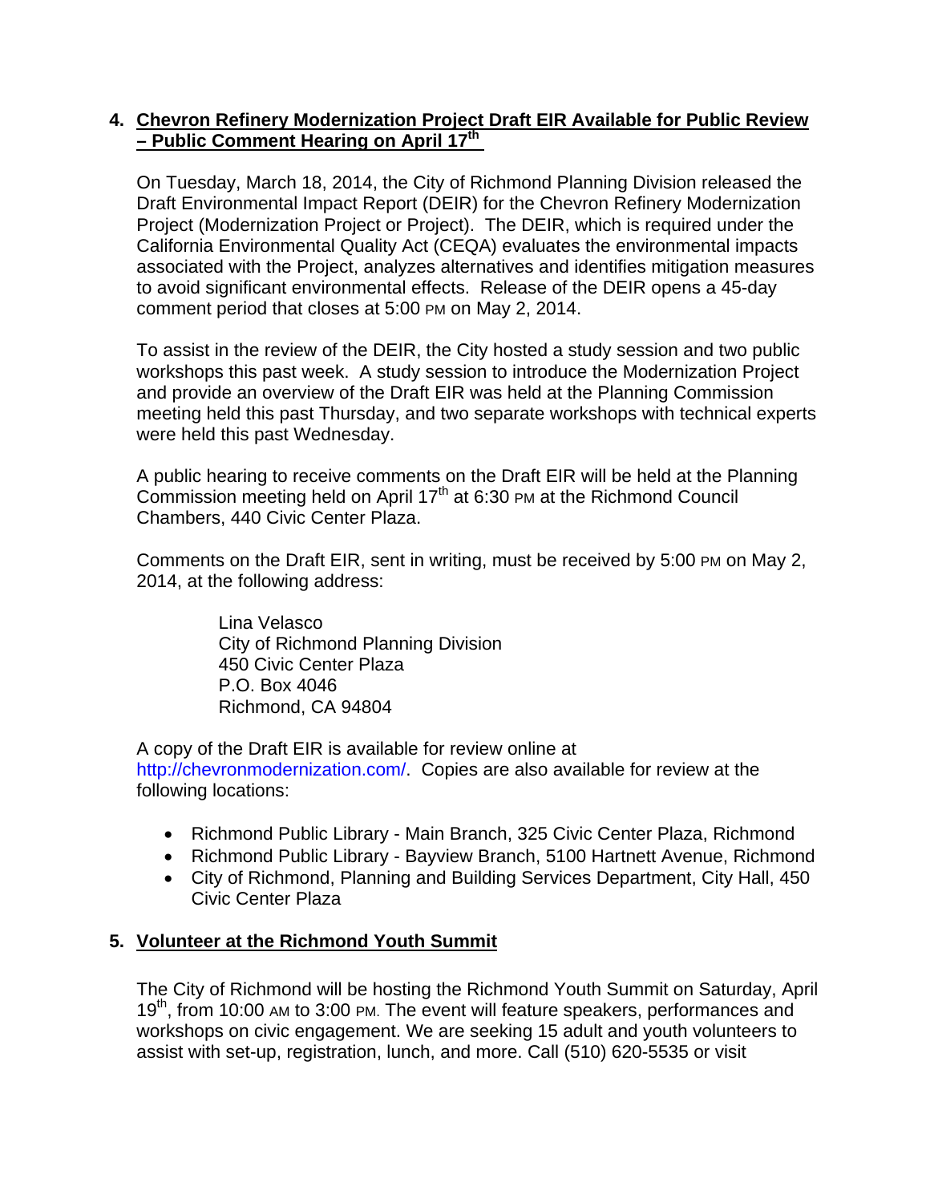4. **<u>Chevron Refinery Modernization Project Draft EIR Available for Public Review – Public Comment Hearing on April 17th</u>**

   On Tuesday, March 18, 2014, the City of Richmond Planning Division released the Draft Environmental Impact Report (DEIR) for the Chevron Refinery Modernization Project (Modernization Project or Project). The DEIR, which is required under the California Environmental Quality Act (CEQA) evaluates the environmental impacts associated with the Project, analyzes alternatives and identifies mitigation measures to avoid significant environmental effects. Release of the DEIR opens a 45-day comment period that closes at 5:00 PM on May 2, 2014.

   To assist in the review of the DEIR, the City hosted a study session and two public workshops this past week. A study session to introduce the Modernization Project and provide an overview of the Draft EIR was held at the Planning Commission meeting held this past Thursday, and two separate workshops with technical experts were held this past Wednesday.

   A public hearing to receive comments on the Draft EIR will be held at the Planning Commission meeting held on April 17th at 6:30 PM at the Richmond Council Chambers, 440 Civic Center Plaza.

   Comments on the Draft EIR, sent in writing, must be received by 5:00 PM on May 2, 2014, at the following address:

   > Lina Velasco
   > City of Richmond Planning Division
   > 450 Civic Center Plaza
   > P.O. Box 4046
   > Richmond, CA 94804

   A copy of the Draft EIR is available for review online at http://chevronmodernization.com/. Copies are also available for review at the following locations:

   - Richmond Public Library - Main Branch, 325 Civic Center Plaza, Richmond
   - Richmond Public Library - Bayview Branch, 5100 Hartnett Avenue, Richmond
   - City of Richmond, Planning and Building Services Department, City Hall, 450 Civic Center Plaza

5. **<u>Volunteer at the Richmond Youth Summit</u>**

   The City of Richmond will be hosting the Richmond Youth Summit on Saturday, April 19th, from 10:00 AM to 3:00 PM. The event will feature speakers, performances and workshops on civic engagement. We are seeking 15 adult and youth volunteers to assist with set-up, registration, lunch, and more. Call (510) 620-5535 or visit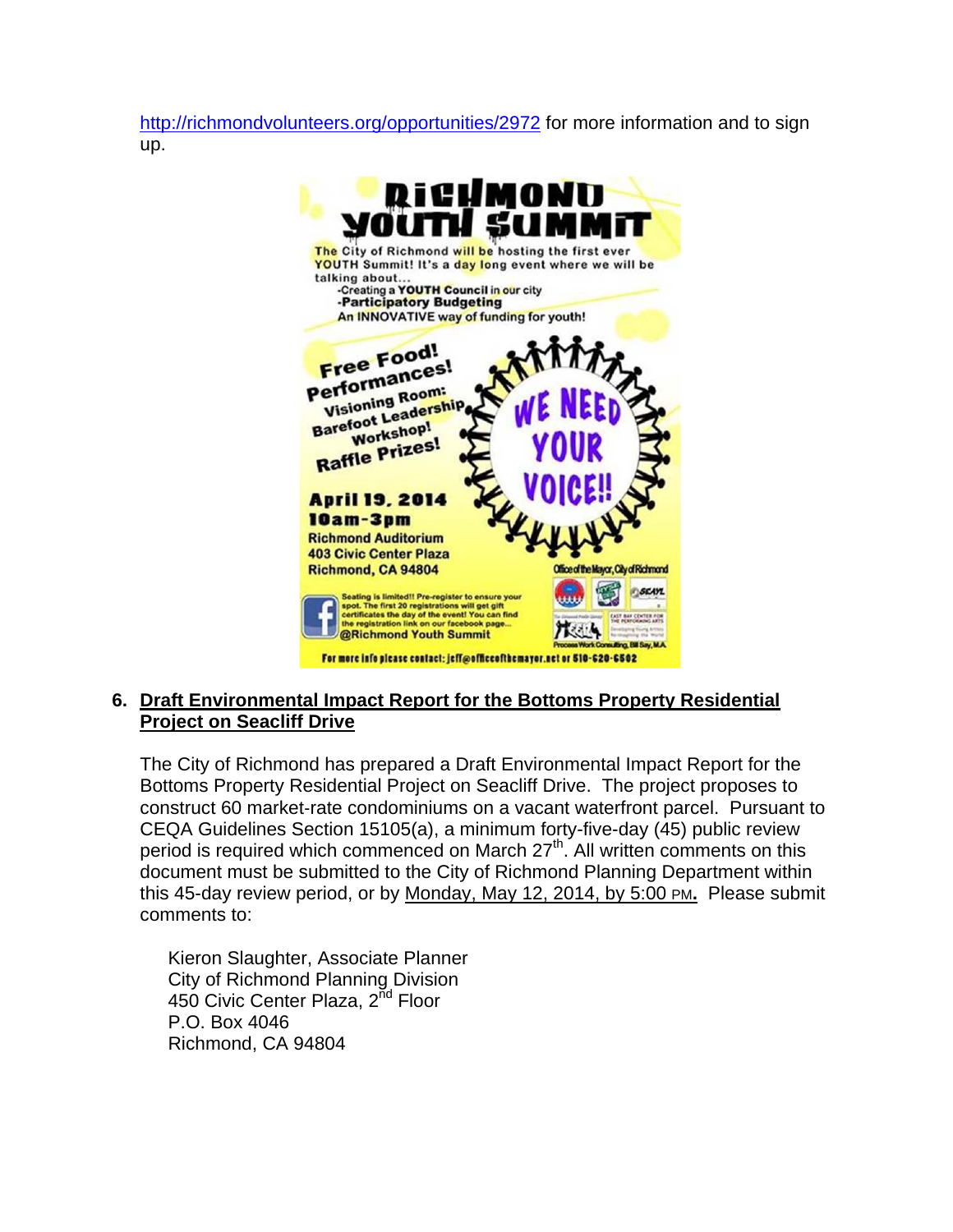http://richmondvolunteers.org/opportunities/2972 for more information and to sign up.

**RICHMOND YOUTH SUMMIT**

The City of Richmond will be hosting the first ever YOUTH Summit! It's a day long event where we will be talking about...

- Creating a **YOUTH Council** in our city
- **Participatory Budgeting**

An INNOVATIVE way of funding for youth!

**Free Food!**
**Performances!**
**Visioning Room:**
**Barefoot Leadership Workshop!**
**Raffle Prizes!**

**WE NEED YOUR VOICE!!**

**April 19, 2014**
**10am-3pm**
Richmond Auditorium
403 Civic Center Plaza
Richmond, CA 94804

Office of the Mayor, City of Richmond

Seating is limited!! Pre-register to ensure your spot. The first 20 registrations will get gift certificates the day of the event! You can find the registration link on our facebook page...
@Richmond Youth Summit

For more info please contact: jeff@officeofthemayor.net or 510-620-6502

## 6. Draft Environmental Impact Report for the Bottoms Property Residential Project on Seacliff Drive

The City of Richmond has prepared a Draft Environmental Impact Report for the Bottoms Property Residential Project on Seacliff Drive. The project proposes to construct 60 market-rate condominiums on a vacant waterfront parcel. Pursuant to CEQA Guidelines Section 15105(a), a minimum forty-five-day (45) public review period is required which commenced on March 27th. All written comments on this document must be submitted to the City of Richmond Planning Department within this 45-day review period, or by Monday, May 12, 2014, by 5:00 PM**.** Please submit comments to:

Kieron Slaughter, Associate Planner
City of Richmond Planning Division
450 Civic Center Plaza, 2nd Floor
P.O. Box 4046
Richmond, CA 94804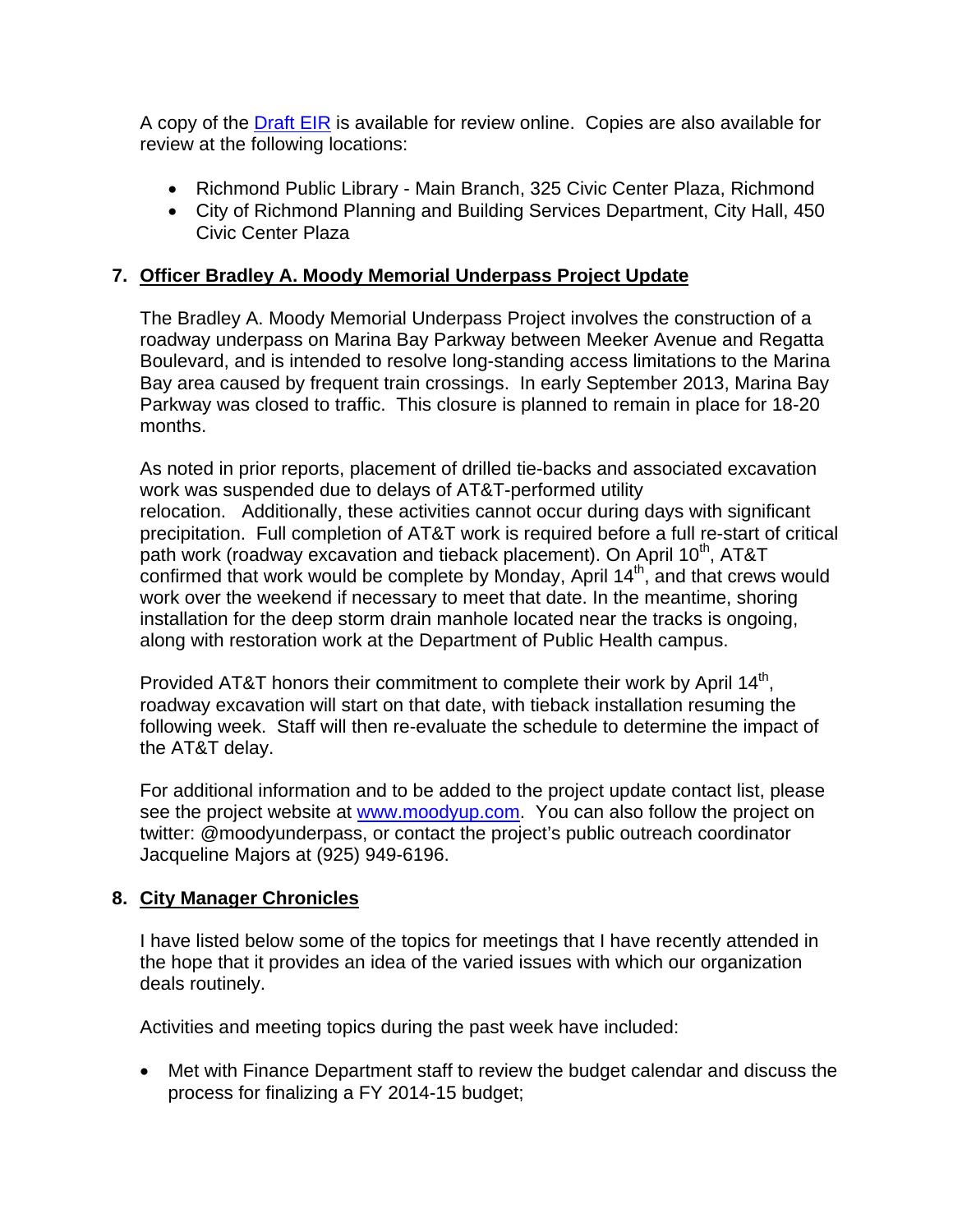A copy of the [Draft EIR](Draft EIR) is available for review online. Copies are also available for review at the following locations:

- Richmond Public Library - Main Branch, 325 Civic Center Plaza, Richmond
- City of Richmond Planning and Building Services Department, City Hall, 450 Civic Center Plaza

## 7. Officer Bradley A. Moody Memorial Underpass Project Update

The Bradley A. Moody Memorial Underpass Project involves the construction of a roadway underpass on Marina Bay Parkway between Meeker Avenue and Regatta Boulevard, and is intended to resolve long-standing access limitations to the Marina Bay area caused by frequent train crossings. In early September 2013, Marina Bay Parkway was closed to traffic. This closure is planned to remain in place for 18-20 months.

As noted in prior reports, placement of drilled tie-backs and associated excavation work was suspended due to delays of AT&T-performed utility relocation. Additionally, these activities cannot occur during days with significant precipitation. Full completion of AT&T work is required before a full re-start of critical path work (roadway excavation and tieback placement). On April 10th, AT&T confirmed that work would be complete by Monday, April 14th, and that crews would work over the weekend if necessary to meet that date. In the meantime, shoring installation for the deep storm drain manhole located near the tracks is ongoing, along with restoration work at the Department of Public Health campus.

Provided AT&T honors their commitment to complete their work by April 14th, roadway excavation will start on that date, with tieback installation resuming the following week. Staff will then re-evaluate the schedule to determine the impact of the AT&T delay.

For additional information and to be added to the project update contact list, please see the project website at [www.moodyup.com](www.moodyup.com). You can also follow the project on twitter: @moodyunderpass, or contact the project's public outreach coordinator Jacqueline Majors at (925) 949-6196.

## 8. City Manager Chronicles

I have listed below some of the topics for meetings that I have recently attended in the hope that it provides an idea of the varied issues with which our organization deals routinely.

Activities and meeting topics during the past week have included:

- Met with Finance Department staff to review the budget calendar and discuss the process for finalizing a FY 2014-15 budget;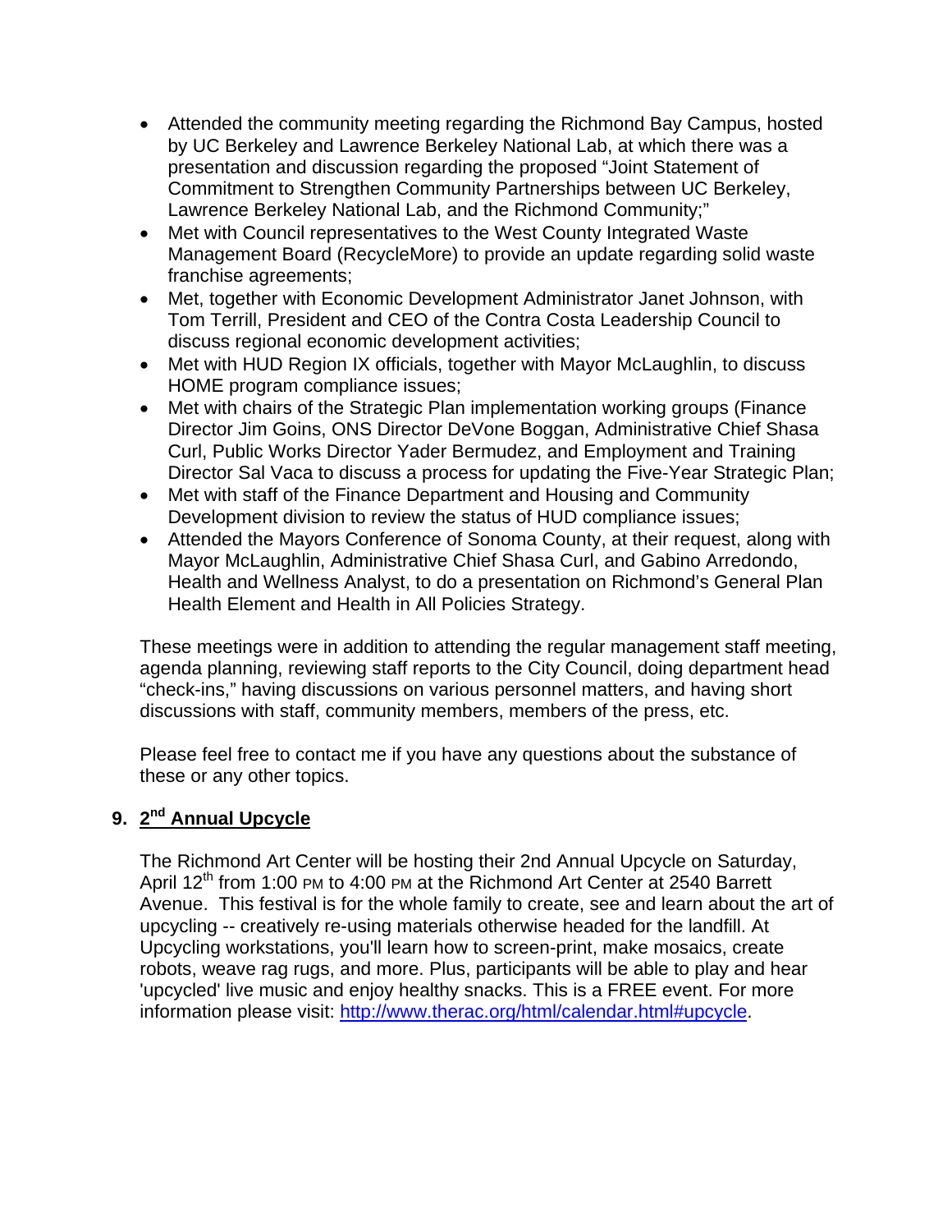- Attended the community meeting regarding the Richmond Bay Campus, hosted by UC Berkeley and Lawrence Berkeley National Lab, at which there was a presentation and discussion regarding the proposed "Joint Statement of Commitment to Strengthen Community Partnerships between UC Berkeley, Lawrence Berkeley National Lab, and the Richmond Community;"
- Met with Council representatives to the West County Integrated Waste Management Board (RecycleMore) to provide an update regarding solid waste franchise agreements;
- Met, together with Economic Development Administrator Janet Johnson, with Tom Terrill, President and CEO of the Contra Costa Leadership Council to discuss regional economic development activities;
- Met with HUD Region IX officials, together with Mayor McLaughlin, to discuss HOME program compliance issues;
- Met with chairs of the Strategic Plan implementation working groups (Finance Director Jim Goins, ONS Director DeVone Boggan, Administrative Chief Shasa Curl, Public Works Director Yader Bermudez, and Employment and Training Director Sal Vaca to discuss a process for updating the Five-Year Strategic Plan;
- Met with staff of the Finance Department and Housing and Community Development division to review the status of HUD compliance issues;
- Attended the Mayors Conference of Sonoma County, at their request, along with Mayor McLaughlin, Administrative Chief Shasa Curl, and Gabino Arredondo, Health and Wellness Analyst, to do a presentation on Richmond's General Plan Health Element and Health in All Policies Strategy.

These meetings were in addition to attending the regular management staff meeting, agenda planning, reviewing staff reports to the City Council, doing department head "check-ins," having discussions on various personnel matters, and having short discussions with staff, community members, members of the press, etc.

Please feel free to contact me if you have any questions about the substance of these or any other topics.

## 9. 2nd Annual Upcycle

The Richmond Art Center will be hosting their 2nd Annual Upcycle on Saturday, April 12th from 1:00 PM to 4:00 PM at the Richmond Art Center at 2540 Barrett Avenue. This festival is for the whole family to create, see and learn about the art of upcycling -- creatively re-using materials otherwise headed for the landfill. At Upcycling workstations, you'll learn how to screen-print, make mosaics, create robots, weave rag rugs, and more. Plus, participants will be able to play and hear 'upcycled' live music and enjoy healthy snacks. This is a FREE event. For more information please visit: http://www.therac.org/html/calendar.html#upcycle.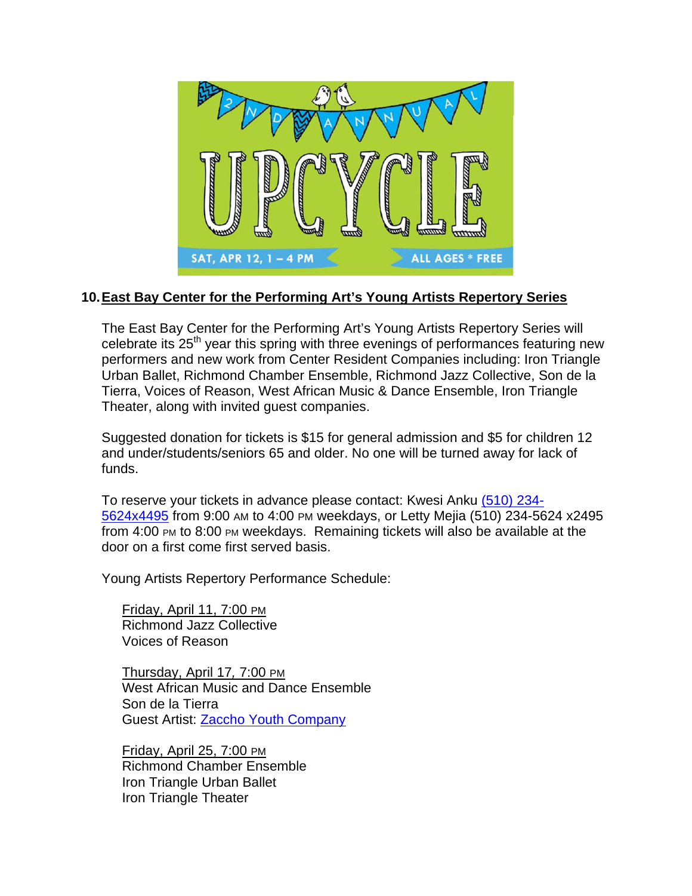2ND ANNUAL

UPCYCLE

SAT, APR 12, 1 – 4 PM

ALL AGES * FREE

## 10. East Bay Center for the Performing Art's Young Artists Repertory Series

The East Bay Center for the Performing Art's Young Artists Repertory Series will celebrate its 25th year this spring with three evenings of performances featuring new performers and new work from Center Resident Companies including: Iron Triangle Urban Ballet, Richmond Chamber Ensemble, Richmond Jazz Collective, Son de la Tierra, Voices of Reason, West African Music & Dance Ensemble, Iron Triangle Theater, along with invited guest companies.

Suggested donation for tickets is $15 for general admission and $5 for children 12 and under/students/seniors 65 and older. No one will be turned away for lack of funds.

To reserve your tickets in advance please contact: Kwesi Anku (510) 234-5624x4495 from 9:00 AM to 4:00 PM weekdays, or Letty Mejia (510) 234-5624 x2495 from 4:00 PM to 8:00 PM weekdays. Remaining tickets will also be available at the door on a first come first served basis.

Young Artists Repertory Performance Schedule:

Friday, April 11, 7:00 PM
Richmond Jazz Collective
Voices of Reason

Thursday, April 17, 7:00 PM
West African Music and Dance Ensemble
Son de la Tierra
Guest Artist: Zaccho Youth Company

Friday, April 25, 7:00 PM
Richmond Chamber Ensemble
Iron Triangle Urban Ballet
Iron Triangle Theater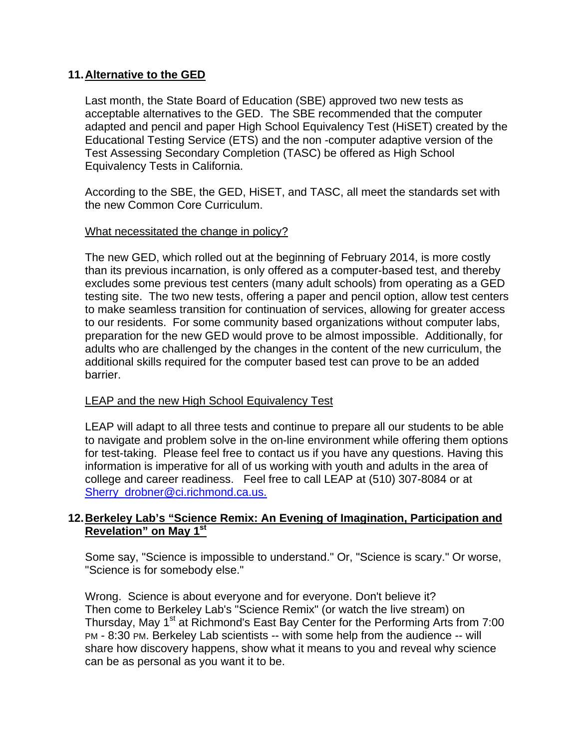## 11. Alternative to the GED

Last month, the State Board of Education (SBE) approved two new tests as acceptable alternatives to the GED. The SBE recommended that the computer adapted and pencil and paper High School Equivalency Test (HiSET) created by the Educational Testing Service (ETS) and the non -computer adaptive version of the Test Assessing Secondary Completion (TASC) be offered as High School Equivalency Tests in California.

According to the SBE, the GED, HiSET, and TASC, all meet the standards set with the new Common Core Curriculum.

What necessitated the change in policy?

The new GED, which rolled out at the beginning of February 2014, is more costly than its previous incarnation, is only offered as a computer-based test, and thereby excludes some previous test centers (many adult schools) from operating as a GED testing site. The two new tests, offering a paper and pencil option, allow test centers to make seamless transition for continuation of services, allowing for greater access to our residents. For some community based organizations without computer labs, preparation for the new GED would prove to be almost impossible. Additionally, for adults who are challenged by the changes in the content of the new curriculum, the additional skills required for the computer based test can prove to be an added barrier.

LEAP and the new High School Equivalency Test

LEAP will adapt to all three tests and continue to prepare all our students to be able to navigate and problem solve in the on-line environment while offering them options for test-taking. Please feel free to contact us if you have any questions. Having this information is imperative for all of us working with youth and adults in the area of college and career readiness. Feel free to call LEAP at (510) 307-8084 or at Sherry_drobner@ci.richmond.ca.us.

## 12. Berkeley Lab's "Science Remix: An Evening of Imagination, Participation and Revelation" on May 1st

Some say, "Science is impossible to understand." Or, "Science is scary." Or worse, "Science is for somebody else."

Wrong. Science is about everyone and for everyone. Don't believe it? Then come to Berkeley Lab's "Science Remix" (or watch the live stream) on Thursday, May 1st at Richmond's East Bay Center for the Performing Arts from 7:00 PM - 8:30 PM. Berkeley Lab scientists -- with some help from the audience -- will share how discovery happens, show what it means to you and reveal why science can be as personal as you want it to be.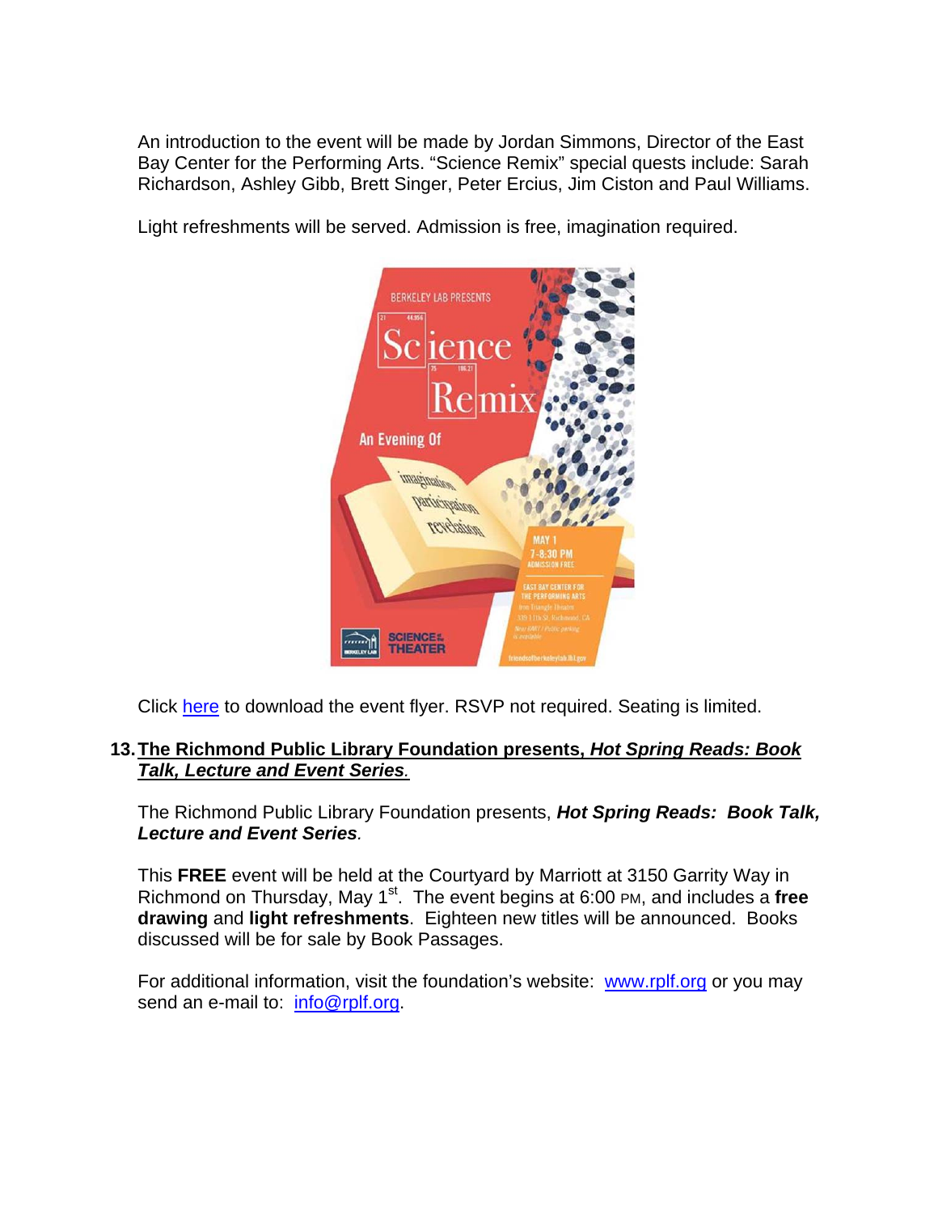An introduction to the event will be made by Jordan Simmons, Director of the East Bay Center for the Performing Arts. "Science Remix" special quests include: Sarah Richardson, Ashley Gibb, Brett Singer, Peter Ercius, Jim Ciston and Paul Williams.

Light refreshments will be served. Admission is free, imagination required.

Click here to download the event flyer. RSVP not required. Seating is limited.

13. **The Richmond Public Library Foundation presents, *Hot Spring Reads: Book Talk, Lecture and Event Series*.**

The Richmond Public Library Foundation presents, ***Hot Spring Reads: Book Talk, Lecture and Event Series***.

This **FREE** event will be held at the Courtyard by Marriott at 3150 Garrity Way in Richmond on Thursday, May 1st. The event begins at 6:00 PM, and includes a **free drawing** and **light refreshments**. Eighteen new titles will be announced. Books discussed will be for sale by Book Passages.

For additional information, visit the foundation's website: www.rplf.org or you may send an e-mail to: info@rplf.org.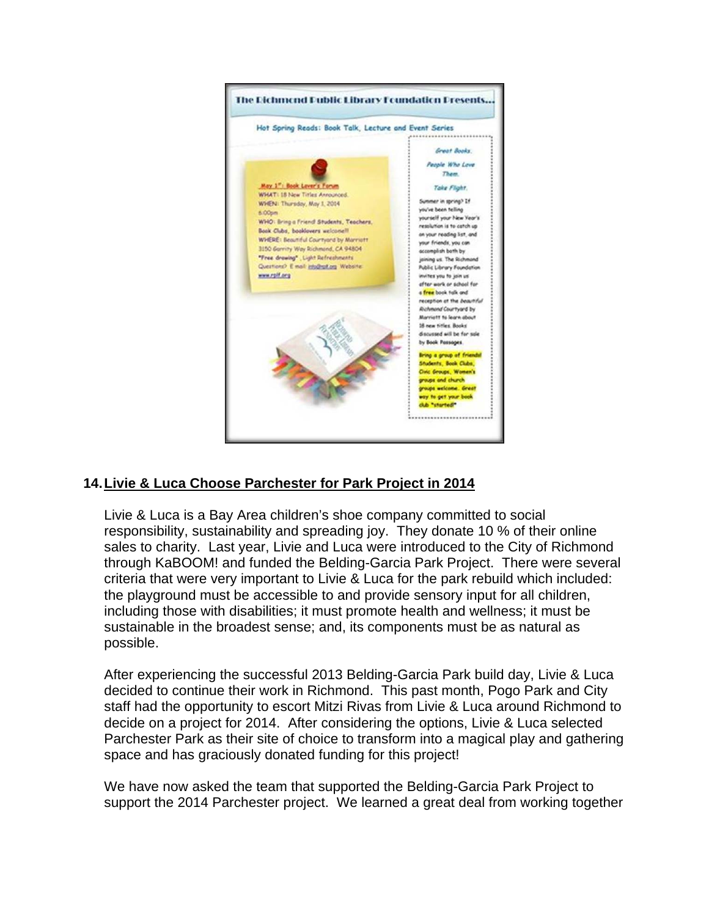The Richmond Public Library Foundation Presents...

Hot Spring Reads: Book Talk, Lecture and Event Series

**May 1st: Book Lover's Forum**
WHAT: 18 New Titles Announced.
WHEN: Thursday, May 1, 2014
6:00pm
WHO: Bring a Friend! Students, Teachers, Book Clubs, booklovers welcome!!
WHERE: Beautiful Courtyard by Marriott
3150 Garrity Way Richmond, CA 94804
"Free drawing" , Light Refreshments
Questions? E mail: info@rplf.org Website: www.rplf.org

*Great Books.*
*People Who Love Them.*
*Take Flight.*

Summer in spring? If you've been telling yourself your New Year's resolution is to catch up on your reading list, and your friends, you can accomplish both by joining us. The Richmond Public Library Foundation invites you to join us after work or school for a free book talk and reception at the *beautiful Richmond Courtyard by Marriott* to learn about 18 new titles. Books discussed will be for sale by Book Passages.

**Bring a group of friends! Students, Book Clubs, Civic Groups, Women's groups and church groups welcome. Great way to get your book club "started!"**

## 14. Livie & Luca Choose Parchester for Park Project in 2014

Livie & Luca is a Bay Area children's shoe company committed to social responsibility, sustainability and spreading joy. They donate 10 % of their online sales to charity. Last year, Livie and Luca were introduced to the City of Richmond through KaBOOM! and funded the Belding-Garcia Park Project. There were several criteria that were very important to Livie & Luca for the park rebuild which included: the playground must be accessible to and provide sensory input for all children, including those with disabilities; it must promote health and wellness; it must be sustainable in the broadest sense; and, its components must be as natural as possible.

After experiencing the successful 2013 Belding-Garcia Park build day, Livie & Luca decided to continue their work in Richmond. This past month, Pogo Park and City staff had the opportunity to escort Mitzi Rivas from Livie & Luca around Richmond to decide on a project for 2014. After considering the options, Livie & Luca selected Parchester Park as their site of choice to transform into a magical play and gathering space and has graciously donated funding for this project!

We have now asked the team that supported the Belding-Garcia Park Project to support the 2014 Parchester project. We learned a great deal from working together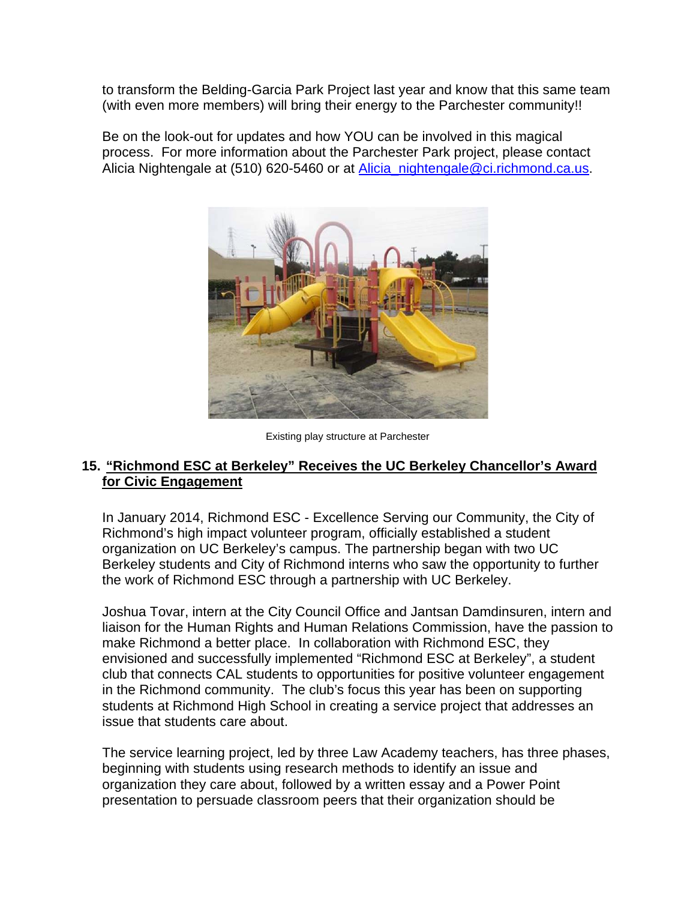to transform the Belding-Garcia Park Project last year and know that this same team (with even more members) will bring their energy to the Parchester community!!

Be on the look-out for updates and how YOU can be involved in this magical process. For more information about the Parchester Park project, please contact Alicia Nightengale at (510) 620-5460 or at [Alicia_nightengale@ci.richmond.ca.us](mailto:Alicia_nightengale@ci.richmond.ca.us).

Existing play structure at Parchester

## 15. "Richmond ESC at Berkeley" Receives the UC Berkeley Chancellor's Award for Civic Engagement

In January 2014, Richmond ESC - Excellence Serving our Community, the City of Richmond's high impact volunteer program, officially established a student organization on UC Berkeley's campus. The partnership began with two UC Berkeley students and City of Richmond interns who saw the opportunity to further the work of Richmond ESC through a partnership with UC Berkeley.

Joshua Tovar, intern at the City Council Office and Jantsan Damdinsuren, intern and liaison for the Human Rights and Human Relations Commission, have the passion to make Richmond a better place. In collaboration with Richmond ESC, they envisioned and successfully implemented "Richmond ESC at Berkeley", a student club that connects CAL students to opportunities for positive volunteer engagement in the Richmond community. The club's focus this year has been on supporting students at Richmond High School in creating a service project that addresses an issue that students care about.

The service learning project, led by three Law Academy teachers, has three phases, beginning with students using research methods to identify an issue and organization they care about, followed by a written essay and a Power Point presentation to persuade classroom peers that their organization should be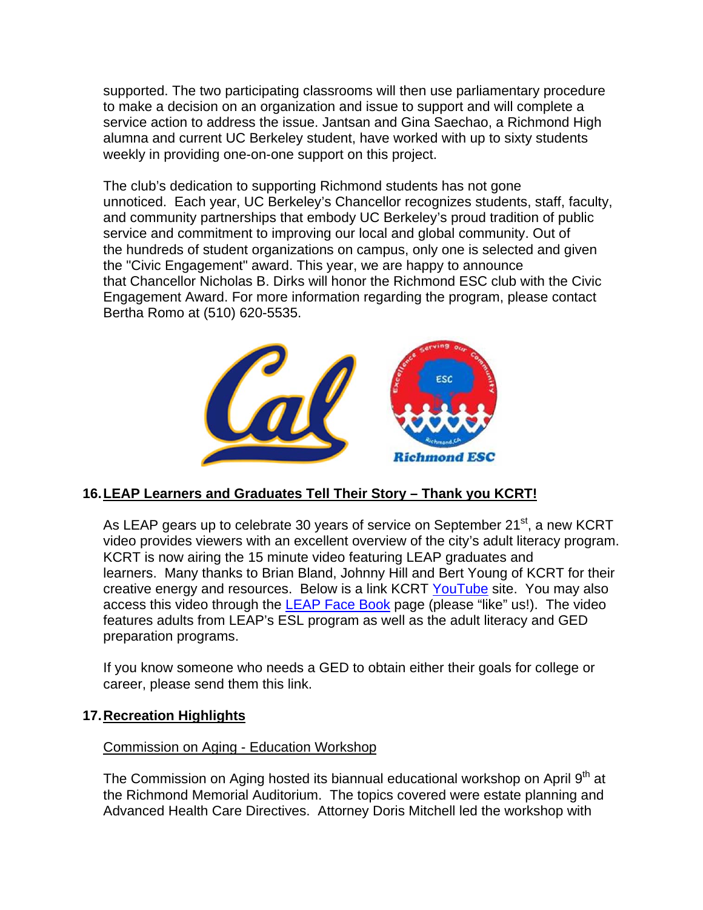supported. The two participating classrooms will then use parliamentary procedure to make a decision on an organization and issue to support and will complete a service action to address the issue. Jantsan and Gina Saechao, a Richmond High alumna and current UC Berkeley student, have worked with up to sixty students weekly in providing one-on-one support on this project.

The club's dedication to supporting Richmond students has not gone unnoticed. Each year, UC Berkeley's Chancellor recognizes students, staff, faculty, and community partnerships that embody UC Berkeley's proud tradition of public service and commitment to improving our local and global community. Out of the hundreds of student organizations on campus, only one is selected and given the "Civic Engagement" award. This year, we are happy to announce that Chancellor Nicholas B. Dirks will honor the Richmond ESC club with the Civic Engagement Award. For more information regarding the program, please contact Bertha Romo at (510) 620-5535.

## 16. LEAP Learners and Graduates Tell Their Story – Thank you KCRT!

As LEAP gears up to celebrate 30 years of service on September 21st, a new KCRT video provides viewers with an excellent overview of the city's adult literacy program. KCRT is now airing the 15 minute video featuring LEAP graduates and learners. Many thanks to Brian Bland, Johnny Hill and Bert Young of KCRT for their creative energy and resources. Below is a link KCRT YouTube site. You may also access this video through the LEAP Face Book page (please "like" us!). The video features adults from LEAP's ESL program as well as the adult literacy and GED preparation programs.

If you know someone who needs a GED to obtain either their goals for college or career, please send them this link.

## 17. Recreation Highlights

Commission on Aging - Education Workshop

The Commission on Aging hosted its biannual educational workshop on April 9th at the Richmond Memorial Auditorium. The topics covered were estate planning and Advanced Health Care Directives. Attorney Doris Mitchell led the workshop with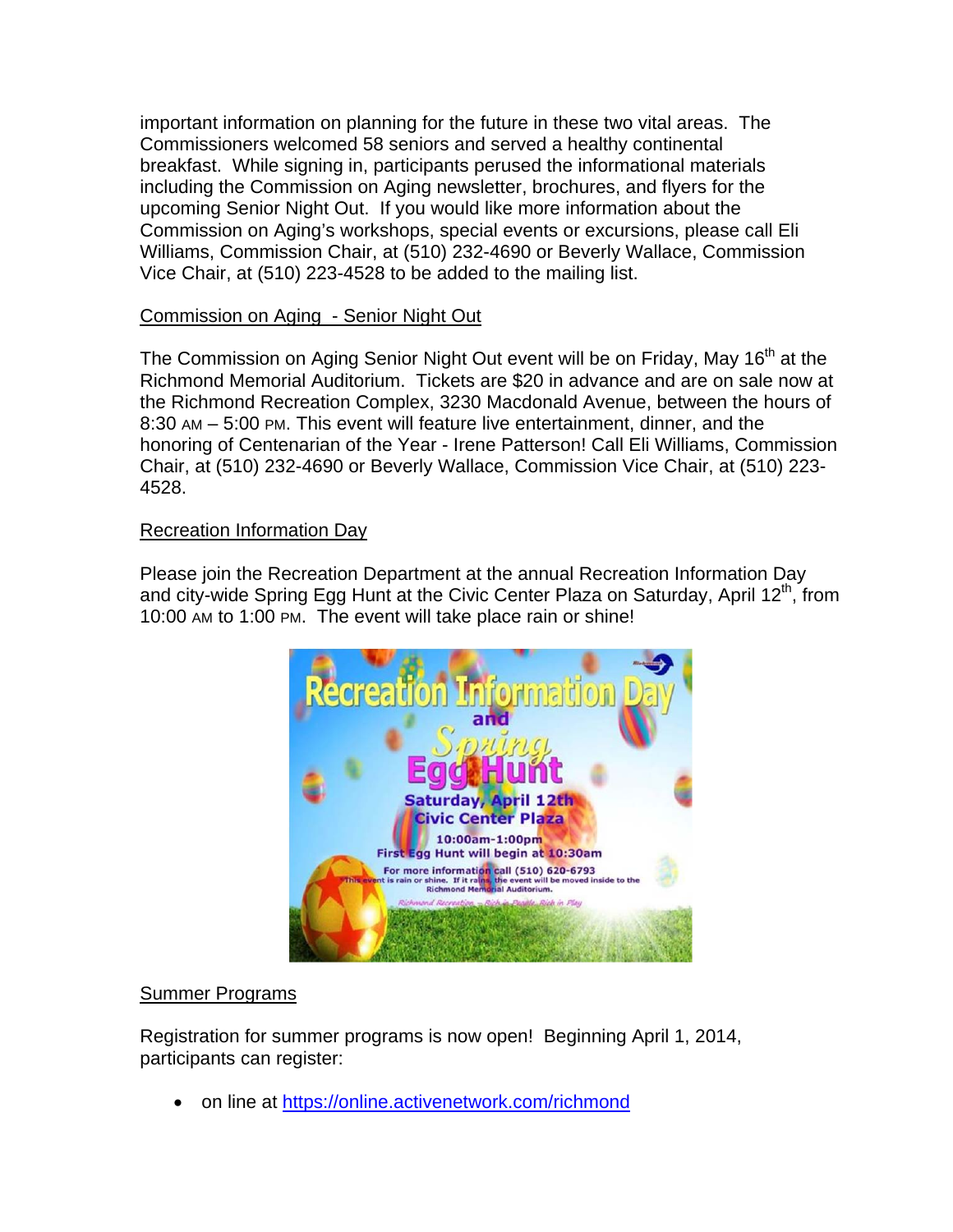important information on planning for the future in these two vital areas. The Commissioners welcomed 58 seniors and served a healthy continental breakfast. While signing in, participants perused the informational materials including the Commission on Aging newsletter, brochures, and flyers for the upcoming Senior Night Out. If you would like more information about the Commission on Aging's workshops, special events or excursions, please call Eli Williams, Commission Chair, at (510) 232-4690 or Beverly Wallace, Commission Vice Chair, at (510) 223-4528 to be added to the mailing list.

Commission on Aging - Senior Night Out

The Commission on Aging Senior Night Out event will be on Friday, May 16th at the Richmond Memorial Auditorium. Tickets are $20 in advance and are on sale now at the Richmond Recreation Complex, 3230 Macdonald Avenue, between the hours of 8:30 AM – 5:00 PM. This event will feature live entertainment, dinner, and the honoring of Centenarian of the Year - Irene Patterson! Call Eli Williams, Commission Chair, at (510) 232-4690 or Beverly Wallace, Commission Vice Chair, at (510) 223-4528.

Recreation Information Day

Please join the Recreation Department at the annual Recreation Information Day and city-wide Spring Egg Hunt at the Civic Center Plaza on Saturday, April 12th, from 10:00 AM to 1:00 PM. The event will take place rain or shine!

Summer Programs

Registration for summer programs is now open! Beginning April 1, 2014, participants can register:

- on line at https://online.activenetwork.com/richmond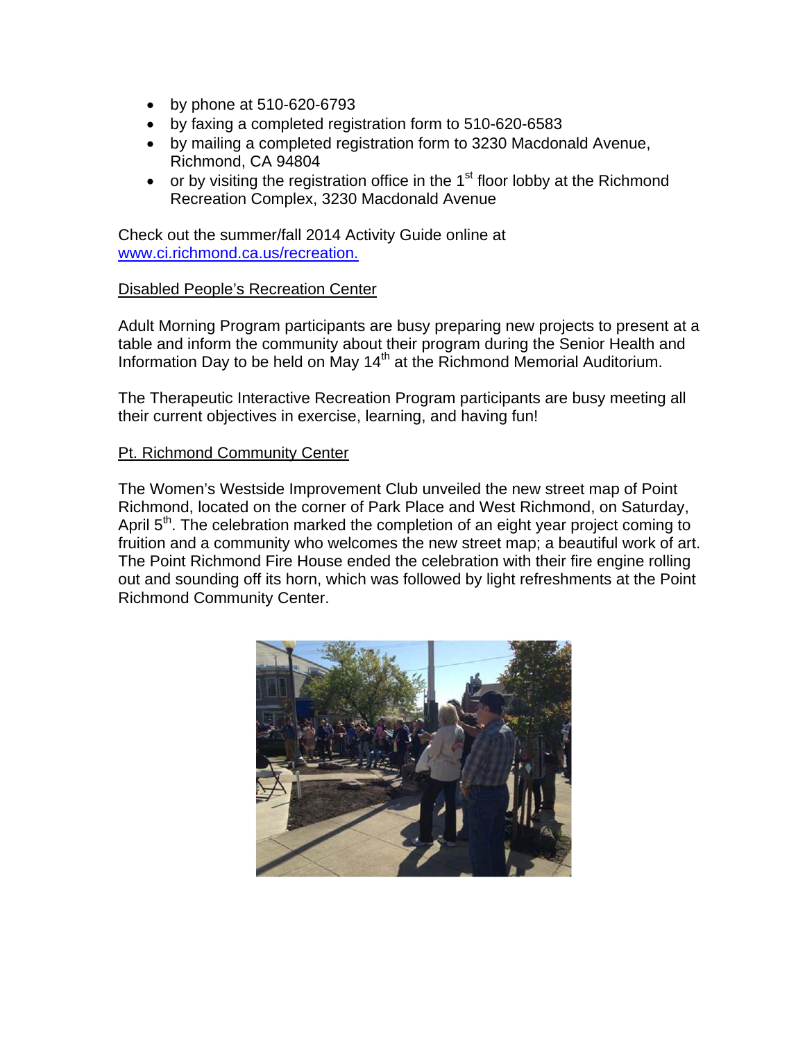- by phone at 510-620-6793
- by faxing a completed registration form to 510-620-6583
- by mailing a completed registration form to 3230 Macdonald Avenue, Richmond, CA 94804
- or by visiting the registration office in the 1st floor lobby at the Richmond Recreation Complex, 3230 Macdonald Avenue

Check out the summer/fall 2014 Activity Guide online at [www.ci.richmond.ca.us/recreation.](http://www.ci.richmond.ca.us/recreation)

<u>Disabled People's Recreation Center</u>

Adult Morning Program participants are busy preparing new projects to present at a table and inform the community about their program during the Senior Health and Information Day to be held on May 14th at the Richmond Memorial Auditorium.

The Therapeutic Interactive Recreation Program participants are busy meeting all their current objectives in exercise, learning, and having fun!

<u>Pt. Richmond Community Center</u>

The Women's Westside Improvement Club unveiled the new street map of Point Richmond, located on the corner of Park Place and West Richmond, on Saturday, April 5th. The celebration marked the completion of an eight year project coming to fruition and a community who welcomes the new street map; a beautiful work of art. The Point Richmond Fire House ended the celebration with their fire engine rolling out and sounding off its horn, which was followed by light refreshments at the Point Richmond Community Center.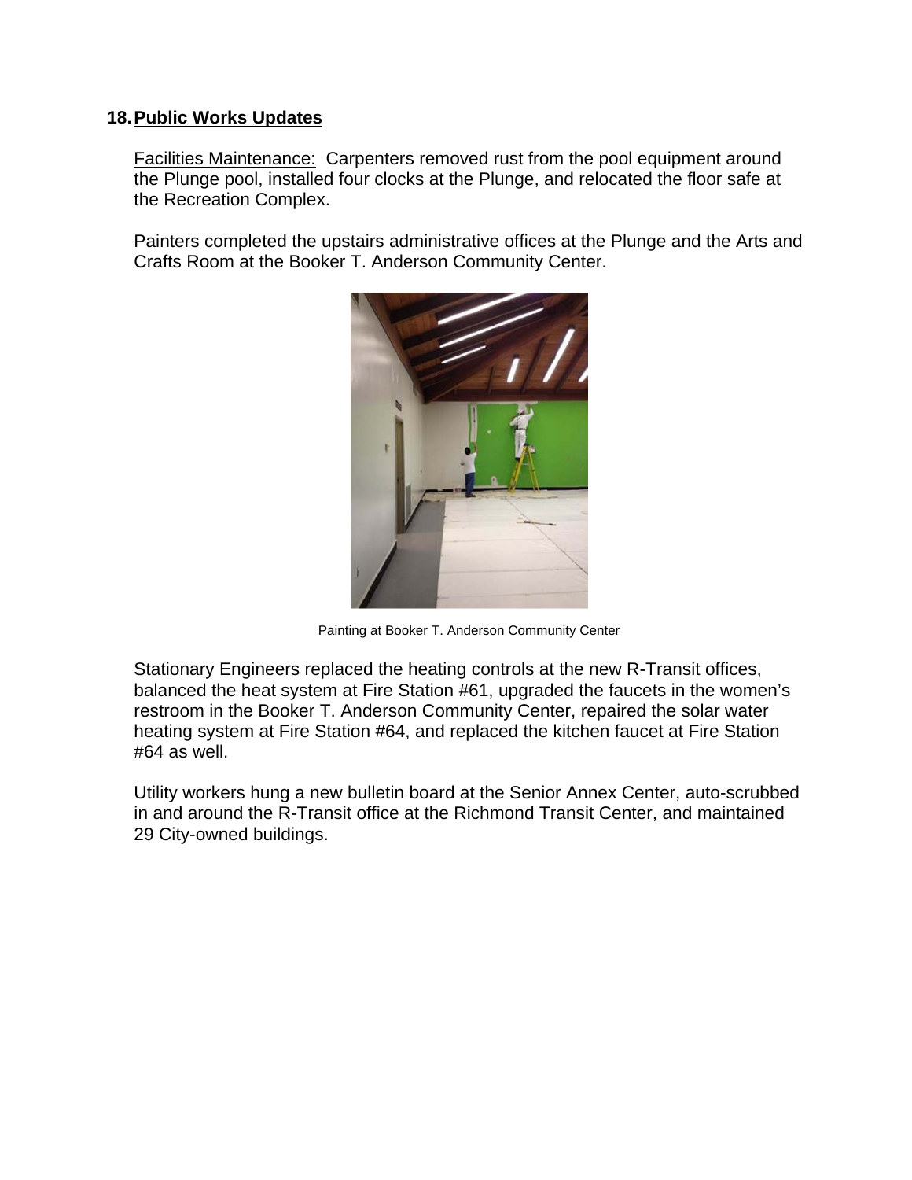## 18. Public Works Updates

Facilities Maintenance: Carpenters removed rust from the pool equipment around the Plunge pool, installed four clocks at the Plunge, and relocated the floor safe at the Recreation Complex.

Painters completed the upstairs administrative offices at the Plunge and the Arts and Crafts Room at the Booker T. Anderson Community Center.

Painting at Booker T. Anderson Community Center

Stationary Engineers replaced the heating controls at the new R-Transit offices, balanced the heat system at Fire Station #61, upgraded the faucets in the women's restroom in the Booker T. Anderson Community Center, repaired the solar water heating system at Fire Station #64, and replaced the kitchen faucet at Fire Station #64 as well.

Utility workers hung a new bulletin board at the Senior Annex Center, auto-scrubbed in and around the R-Transit office at the Richmond Transit Center, and maintained 29 City-owned buildings.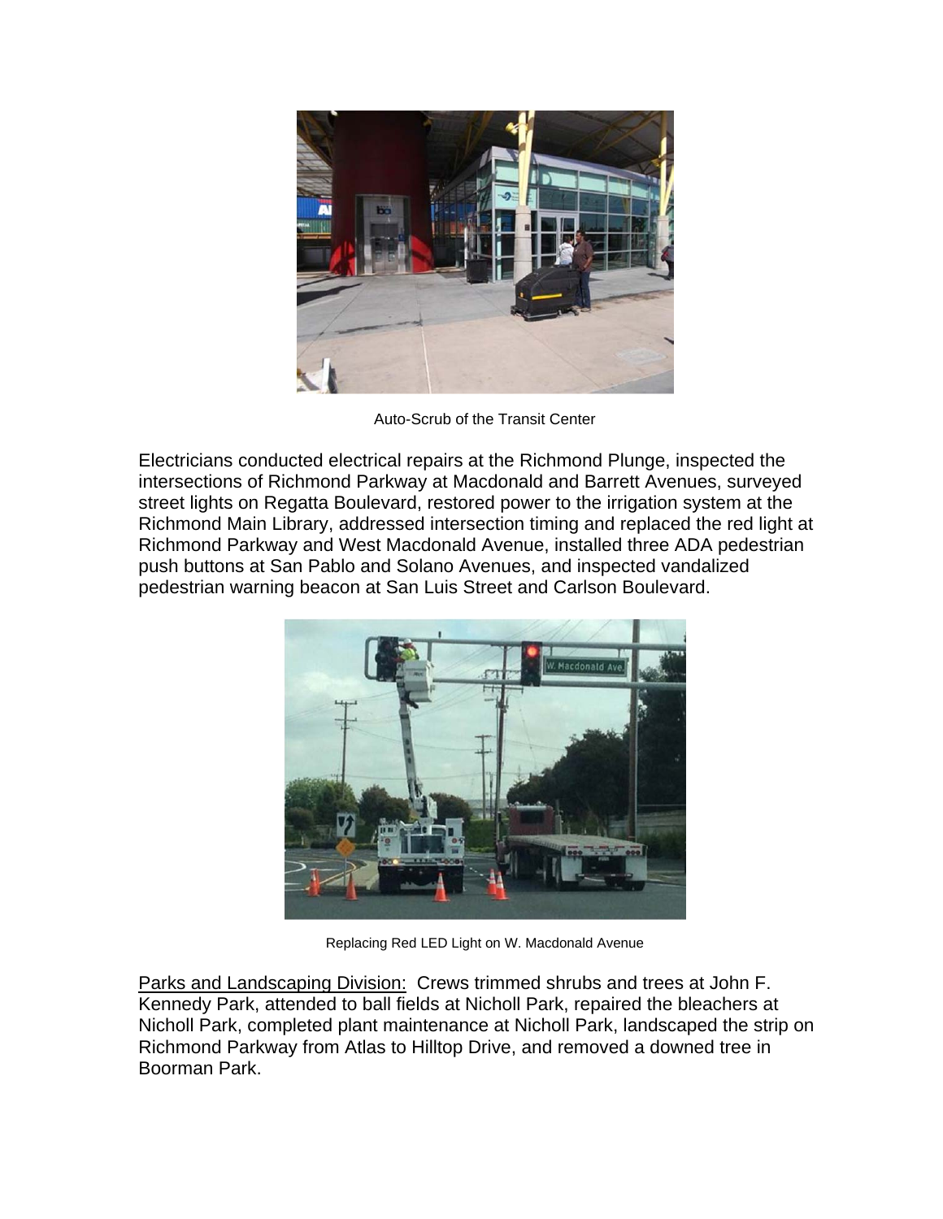Auto-Scrub of the Transit Center

Electricians conducted electrical repairs at the Richmond Plunge, inspected the intersections of Richmond Parkway at Macdonald and Barrett Avenues, surveyed street lights on Regatta Boulevard, restored power to the irrigation system at the Richmond Main Library, addressed intersection timing and replaced the red light at Richmond Parkway and West Macdonald Avenue, installed three ADA pedestrian push buttons at San Pablo and Solano Avenues, and inspected vandalized pedestrian warning beacon at San Luis Street and Carlson Boulevard.

Replacing Red LED Light on W. Macdonald Avenue

Parks and Landscaping Division: Crews trimmed shrubs and trees at John F. Kennedy Park, attended to ball fields at Nicholl Park, repaired the bleachers at Nicholl Park, completed plant maintenance at Nicholl Park, landscaped the strip on Richmond Parkway from Atlas to Hilltop Drive, and removed a downed tree in Boorman Park.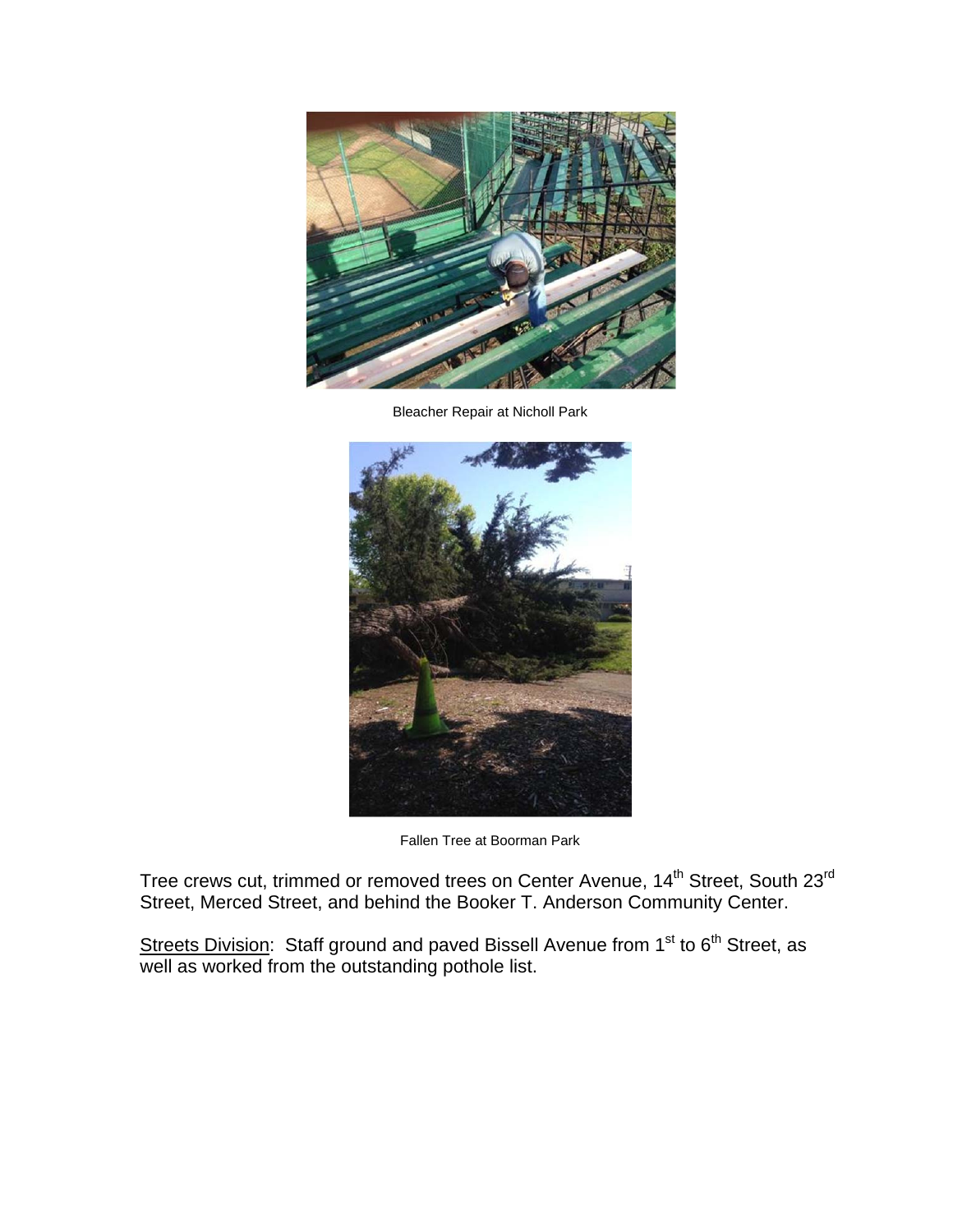Bleacher Repair at Nicholl Park

Fallen Tree at Boorman Park

Tree crews cut, trimmed or removed trees on Center Avenue, 14th Street, South 23rd Street, Merced Street, and behind the Booker T. Anderson Community Center.

Streets Division: Staff ground and paved Bissell Avenue from 1st to 6th Street, as well as worked from the outstanding pothole list.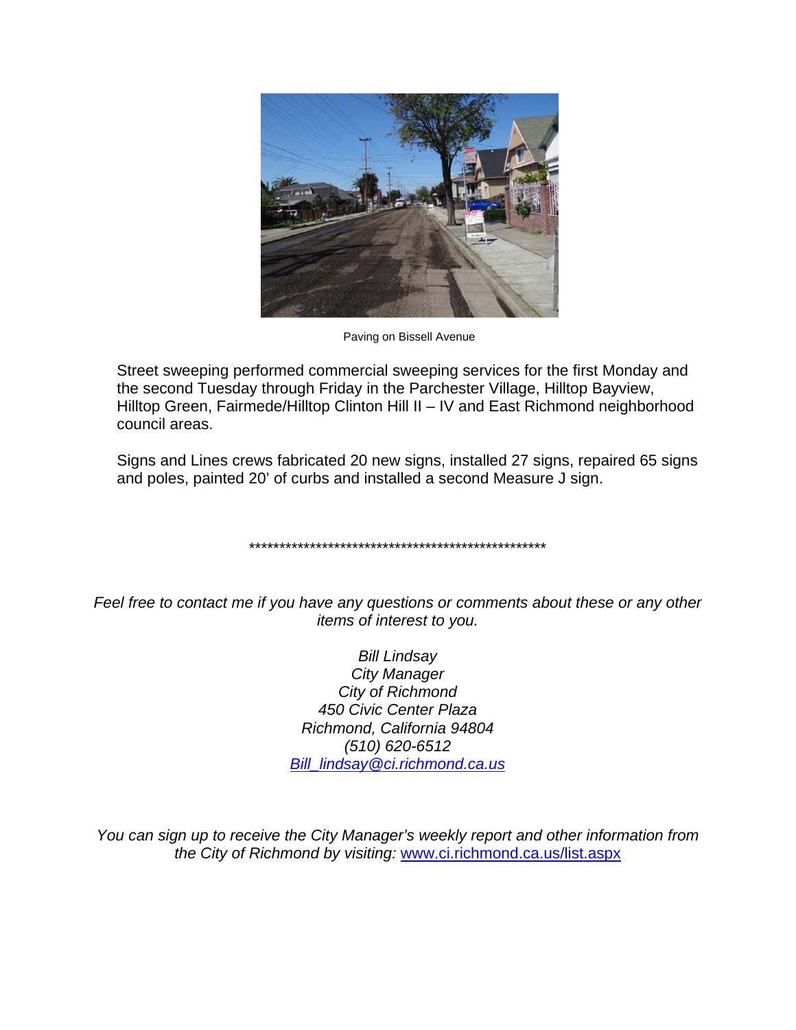Paving on Bissell Avenue

Street sweeping performed commercial sweeping services for the first Monday and the second Tuesday through Friday in the Parchester Village, Hilltop Bayview, Hilltop Green, Fairmede/Hilltop Clinton Hill II – IV and East Richmond neighborhood council areas.

Signs and Lines crews fabricated 20 new signs, installed 27 signs, repaired 65 signs and poles, painted 20' of curbs and installed a second Measure J sign.

***************************************************

*Feel free to contact me if you have any questions or comments about these or any other items of interest to you.*

*Bill Lindsay*
*City Manager*
*City of Richmond*
*450 Civic Center Plaza*
*Richmond, California 94804*
*(510) 620-6512*
*Bill_lindsay@ci.richmond.ca.us*

*You can sign up to receive the City Manager's weekly report and other information from the City of Richmond by visiting:* www.ci.richmond.ca.us/list.aspx